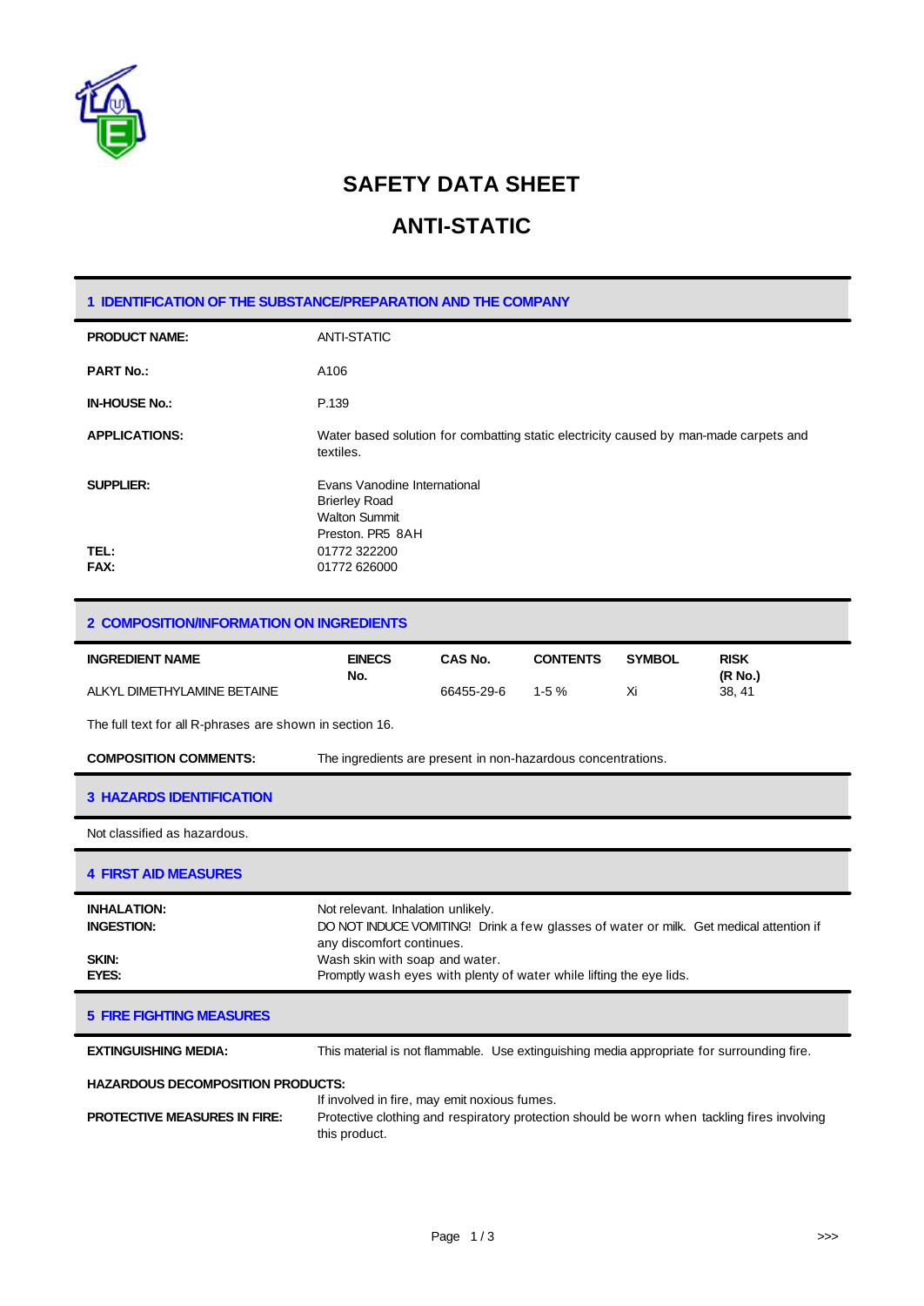# SAFETY DATA SHEET

# ANTI-STATIC

## 1 IDENTIFICATION OF THE SUBSTANCE/PREPARATION AND THE COMPANY

**PRODUCT NAME:** ANTI-STATIC

**PART No.:** A106

**IN-HOUSE No.:** P.139

**APPLICATIONS:** Water based solution for combatting static electricity caused by man-made carpets and textiles.

**SUPPLIER:** Evans Vanodine International
Brierley Road
Walton Summit
Preston. PR5 8AH

**TEL:** 01772 322200

**FAX:** 01772 626000

## 2 COMPOSITION/INFORMATION ON INGREDIENTS

| INGREDIENT NAME | EINECS No. | CAS No. | CONTENTS | SYMBOL | RISK (R No.) |
|---|---|---|---|---|---|
| ALKYL DIMETHYLAMINE BETAINE | | 66455-29-6 | 1-5 % | Xi | 38, 41 |

The full text for all R-phrases are shown in section 16.

**COMPOSITION COMMENTS:** The ingredients are present in non-hazardous concentrations.

## 3 HAZARDS IDENTIFICATION

Not classified as hazardous.

## 4 FIRST AID MEASURES

**INHALATION:** Not relevant. Inhalation unlikely.

**INGESTION:** DO NOT INDUCE VOMITING! Drink a few glasses of water or milk. Get medical attention if any discomfort continues.

**SKIN:** Wash skin with soap and water.

**EYES:** Promptly wash eyes with plenty of water while lifting the eye lids.

## 5 FIRE FIGHTING MEASURES

**EXTINGUISHING MEDIA:** This material is not flammable. Use extinguishing media appropriate for surrounding fire.

**HAZARDOUS DECOMPOSITION PRODUCTS:**
If involved in fire, may emit noxious fumes.

**PROTECTIVE MEASURES IN FIRE:** Protective clothing and respiratory protection should be worn when tackling fires involving this product.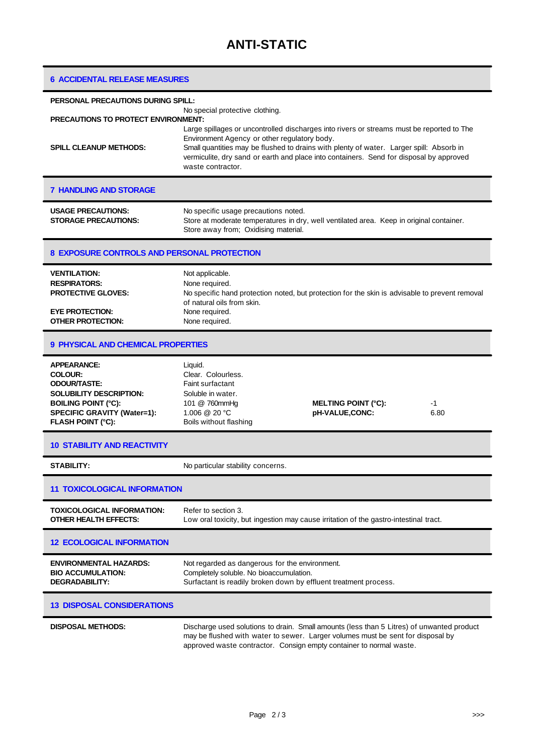# ANTI-STATIC

## 6 ACCIDENTAL RELEASE MEASURES

**PERSONAL PRECAUTIONS DURING SPILL:**
No special protective clothing.

**PRECAUTIONS TO PROTECT ENVIRONMENT:**
Large spillages or uncontrolled discharges into rivers or streams must be reported to The Environment Agency or other regulatory body.

**SPILL CLEANUP METHODS:** Small quantities may be flushed to drains with plenty of water. Larger spill: Absorb in vermiculite, dry sand or earth and place into containers. Send for disposal by approved waste contractor.

## 7 HANDLING AND STORAGE

**USAGE PRECAUTIONS:** No specific usage precautions noted.

**STORAGE PRECAUTIONS:** Store at moderate temperatures in dry, well ventilated area. Keep in original container. Store away from; Oxidising material.

## 8 EXPOSURE CONTROLS AND PERSONAL PROTECTION

**VENTILATION:** Not applicable.

**RESPIRATORS:** None required.

**PROTECTIVE GLOVES:** No specific hand protection noted, but protection for the skin is advisable to prevent removal of natural oils from skin.

**EYE PROTECTION:** None required.

**OTHER PROTECTION:** None required.

## 9 PHYSICAL AND CHEMICAL PROPERTIES

**APPEARANCE:** Liquid.

**COLOUR:** Clear. Colourless.

**ODOUR/TASTE:** Faint surfactant

**SOLUBILITY DESCRIPTION:** Soluble in water.

**BOILING POINT (°C):** 101 @ 760mmHg

**MELTING POINT (°C):** -1

**SPECIFIC GRAVITY (Water=1):** 1.006 @ 20 °C

**pH-VALUE,CONC:** 6.80

**FLASH POINT (°C):** Boils without flashing

## 10 STABILITY AND REACTIVITY

**STABILITY:** No particular stability concerns.

## 11 TOXICOLOGICAL INFORMATION

**TOXICOLOGICAL INFORMATION:** Refer to section 3.

**OTHER HEALTH EFFECTS:** Low oral toxicity, but ingestion may cause irritation of the gastro-intestinal tract.

## 12 ECOLOGICAL INFORMATION

**ENVIRONMENTAL HAZARDS:** Not regarded as dangerous for the environment.

**BIO ACCUMULATION:** Completely soluble. No bioaccumulation.

**DEGRADABILITY:** Surfactant is readily broken down by effluent treatment process.

## 13 DISPOSAL CONSIDERATIONS

**DISPOSAL METHODS:** Discharge used solutions to drain. Small amounts (less than 5 Litres) of unwanted product may be flushed with water to sewer. Larger volumes must be sent for disposal by approved waste contractor. Consign empty container to normal waste.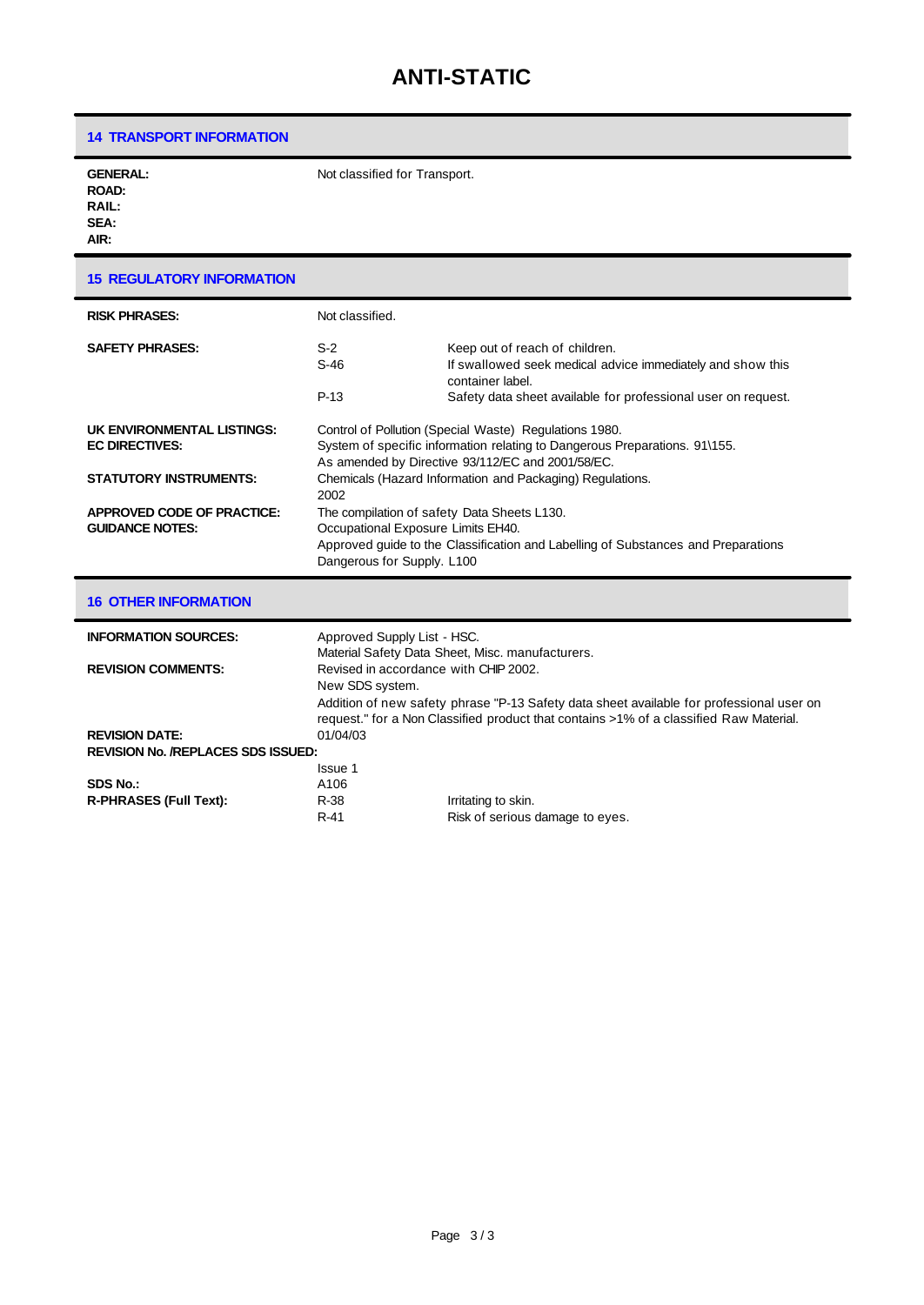# ANTI-STATIC

## 14 TRANSPORT INFORMATION

| | |
|---|---|
| **GENERAL:**<br>**ROAD:**<br>**RAIL:**<br>**SEA:**<br>**AIR:** | Not classified for Transport. |

## 15 REGULATORY INFORMATION

| | | |
|---|---|---|
| **RISK PHRASES:** | Not classified. | |
| **SAFETY PHRASES:** | S-2 | Keep out of reach of children. |
| | S-46 | If swallowed seek medical advice immediately and show this container label. |
| | P-13 | Safety data sheet available for professional user on request. |

| | |
|---|---|
| **UK ENVIRONMENTAL LISTINGS:** | Control of Pollution (Special Waste) Regulations 1980. |
| **EC DIRECTIVES:** | System of specific information relating to Dangerous Preparations. 91\155. As amended by Directive 93/112/EC and 2001/58/EC. |
| **STATUTORY INSTRUMENTS:** | Chemicals (Hazard Information and Packaging) Regulations. 2002 |
| **APPROVED CODE OF PRACTICE:** | The compilation of safety Data Sheets L130. |
| **GUIDANCE NOTES:** | Occupational Exposure Limits EH40.<br>Approved guide to the Classification and Labelling of Substances and Preparations Dangerous for Supply. L100 |

## 16 OTHER INFORMATION

| | | |
|---|---|---|
| **INFORMATION SOURCES:** | Approved Supply List - HSC.<br>Material Safety Data Sheet, Misc. manufacturers. | |
| **REVISION COMMENTS:** | Revised in accordance with CHIP 2002.<br>New SDS system.<br>Addition of new safety phrase "P-13 Safety data sheet available for professional user on request." for a Non Classified product that contains >1% of a classified Raw Material. | |
| **REVISION DATE:** | 01/04/03 | |
| **REVISION No. /REPLACES SDS ISSUED:** | Issue 1 | |
| **SDS No.:** | A106 | |
| **R-PHRASES (Full Text):** | R-38 | Irritating to skin. |
| | R-41 | Risk of serious damage to eyes. |